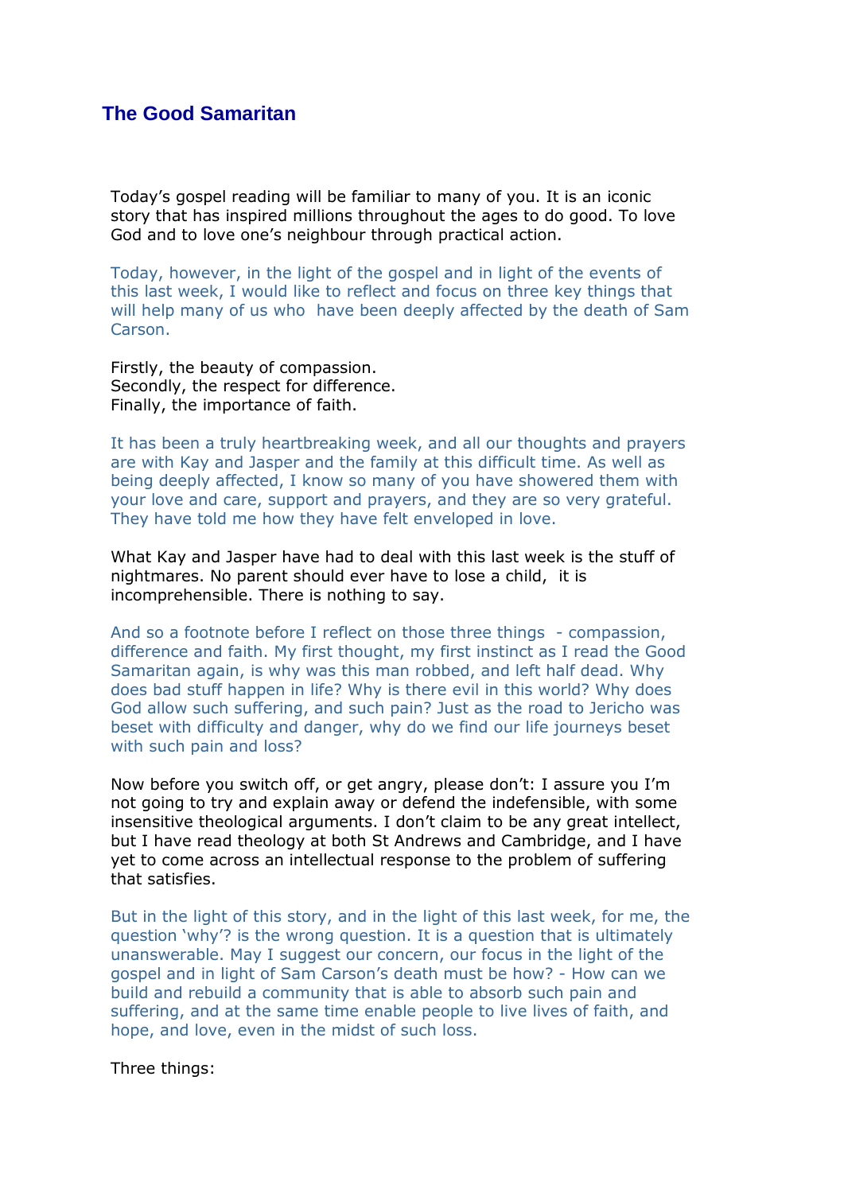# The Good Samaritan

Today's gospel reading will be familiar to many of you. It is an iconic story that has inspired millions throughout the ages to do good. To love God and to love one's neighbour through practical action.

Today, however, in the light of the gospel and in light of the events of this last week, I would like to reflect and focus on three key things that will help many of us who have been deeply affected by the death of Sam Carson.

Firstly, the beauty of compassion.
Secondly, the respect for difference.
Finally, the importance of faith.

It has been a truly heartbreaking week, and all our thoughts and prayers are with Kay and Jasper and the family at this difficult time. As well as being deeply affected, I know so many of you have showered them with your love and care, support and prayers, and they are so very grateful. They have told me how they have felt enveloped in love.

What Kay and Jasper have had to deal with this last week is the stuff of nightmares. No parent should ever have to lose a child, it is incomprehensible. There is nothing to say.

And so a footnote before I reflect on those three things - compassion, difference and faith. My first thought, my first instinct as I read the Good Samaritan again, is why was this man robbed, and left half dead. Why does bad stuff happen in life? Why is there evil in this world? Why does God allow such suffering, and such pain? Just as the road to Jericho was beset with difficulty and danger, why do we find our life journeys beset with such pain and loss?

Now before you switch off, or get angry, please don't: I assure you I'm not going to try and explain away or defend the indefensible, with some insensitive theological arguments. I don't claim to be any great intellect, but I have read theology at both St Andrews and Cambridge, and I have yet to come across an intellectual response to the problem of suffering that satisfies.

But in the light of this story, and in the light of this last week, for me, the question 'why'? is the wrong question. It is a question that is ultimately unanswerable. May I suggest our concern, our focus in the light of the gospel and in light of Sam Carson's death must be how? - How can we build and rebuild a community that is able to absorb such pain and suffering, and at the same time enable people to live lives of faith, and hope, and love, even in the midst of such loss.

Three things: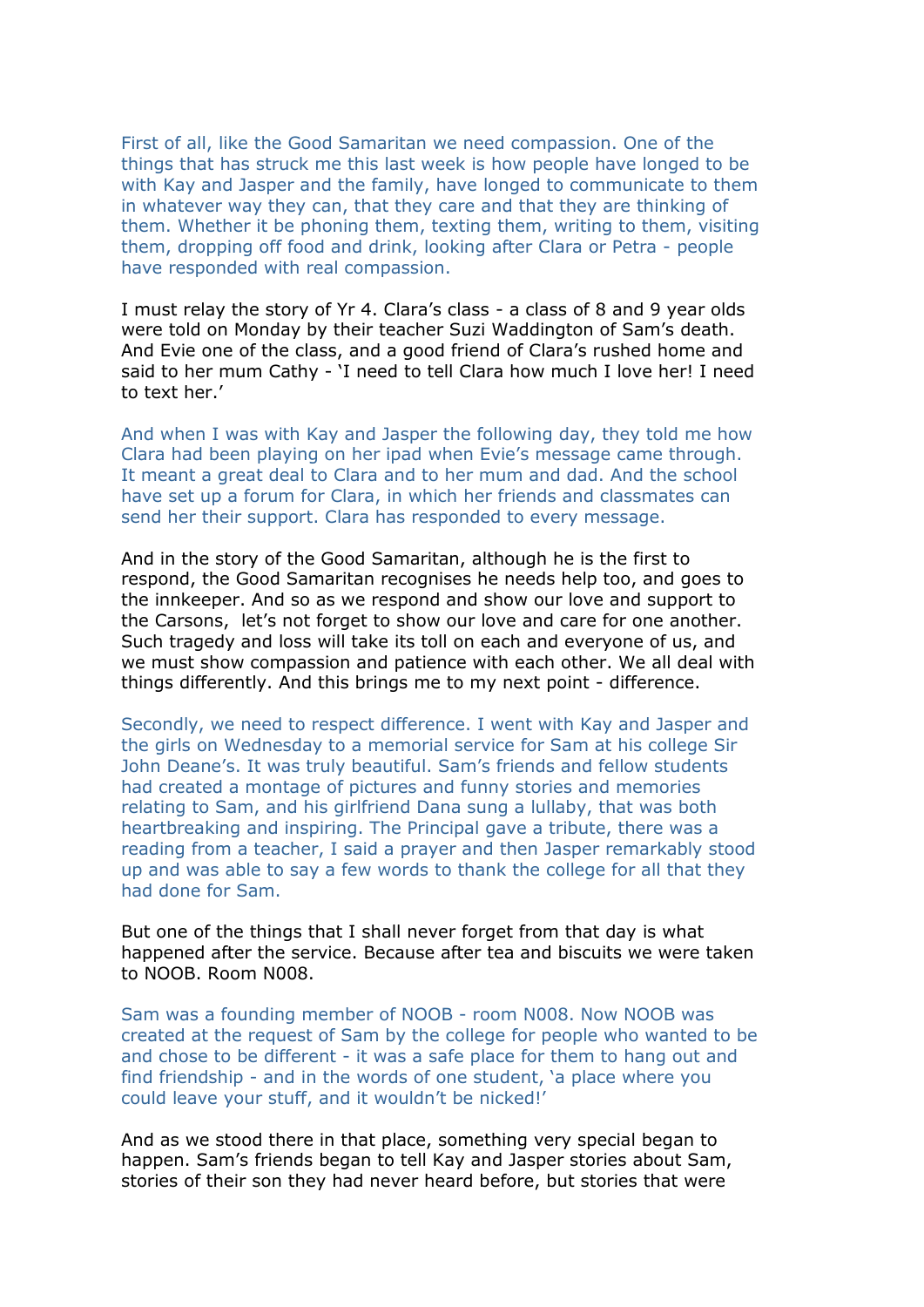First of all, like the Good Samaritan we need compassion. One of the things that has struck me this last week is how people have longed to be with Kay and Jasper and the family, have longed to communicate to them in whatever way they can, that they care and that they are thinking of them. Whether it be phoning them, texting them, writing to them, visiting them, dropping off food and drink, looking after Clara or Petra - people have responded with real compassion.

I must relay the story of Yr 4. Clara's class - a class of 8 and 9 year olds were told on Monday by their teacher Suzi Waddington of Sam's death. And Evie one of the class, and a good friend of Clara's rushed home and said to her mum Cathy - 'I need to tell Clara how much I love her! I need to text her.'

And when I was with Kay and Jasper the following day, they told me how Clara had been playing on her ipad when Evie's message came through. It meant a great deal to Clara and to her mum and dad. And the school have set up a forum for Clara, in which her friends and classmates can send her their support. Clara has responded to every message.

And in the story of the Good Samaritan, although he is the first to respond, the Good Samaritan recognises he needs help too, and goes to the innkeeper. And so as we respond and show our love and support to the Carsons, let's not forget to show our love and care for one another. Such tragedy and loss will take its toll on each and everyone of us, and we must show compassion and patience with each other. We all deal with things differently. And this brings me to my next point - difference.

Secondly, we need to respect difference. I went with Kay and Jasper and the girls on Wednesday to a memorial service for Sam at his college Sir John Deane's. It was truly beautiful. Sam's friends and fellow students had created a montage of pictures and funny stories and memories relating to Sam, and his girlfriend Dana sung a lullaby, that was both heartbreaking and inspiring. The Principal gave a tribute, there was a reading from a teacher, I said a prayer and then Jasper remarkably stood up and was able to say a few words to thank the college for all that they had done for Sam.

But one of the things that I shall never forget from that day is what happened after the service. Because after tea and biscuits we were taken to NOOB. Room N008.

Sam was a founding member of NOOB - room N008. Now NOOB was created at the request of Sam by the college for people who wanted to be and chose to be different - it was a safe place for them to hang out and find friendship - and in the words of one student, 'a place where you could leave your stuff, and it wouldn't be nicked!'

And as we stood there in that place, something very special began to happen. Sam's friends began to tell Kay and Jasper stories about Sam, stories of their son they had never heard before, but stories that were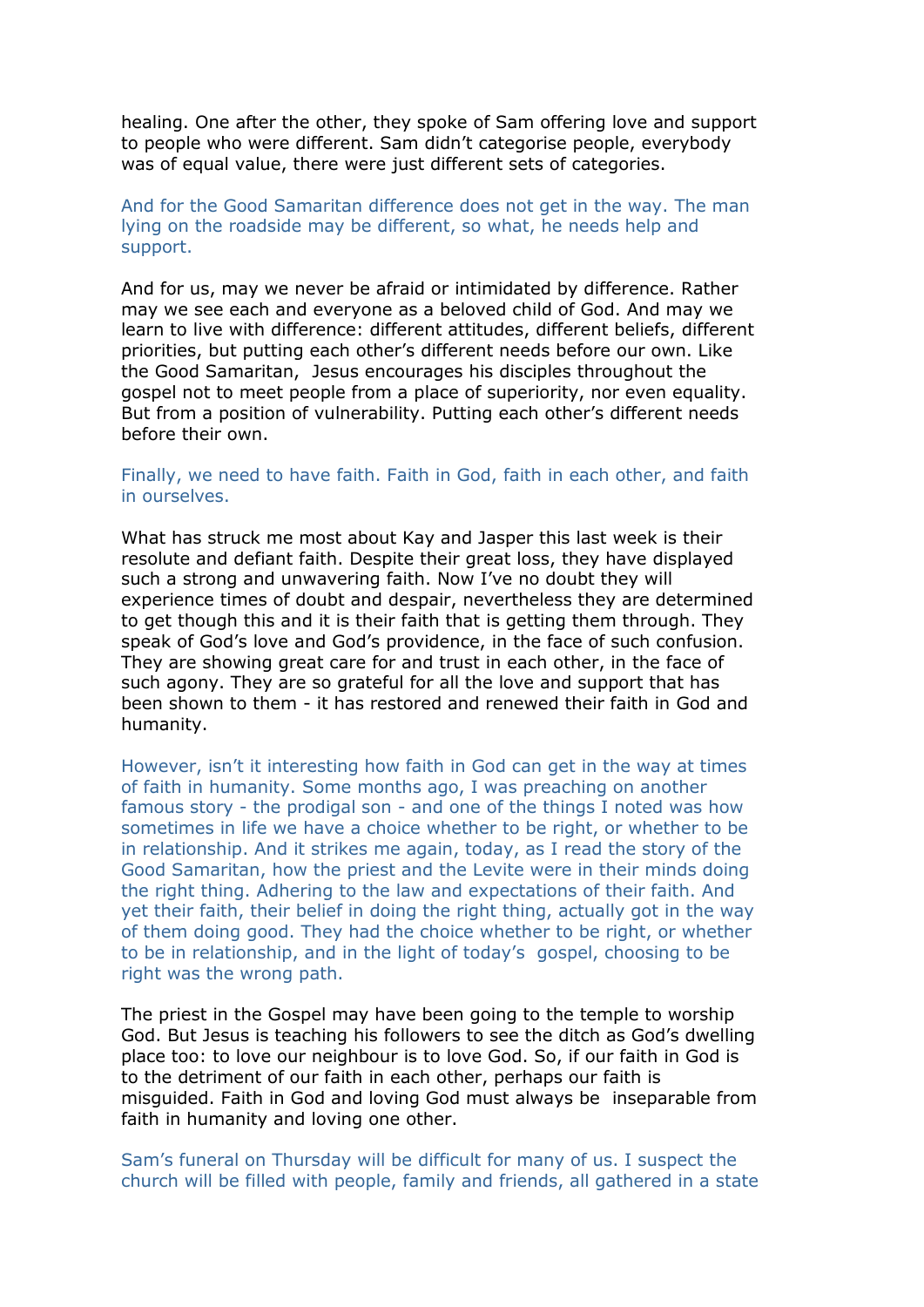healing. One after the other, they spoke of Sam offering love and support to people who were different. Sam didn't categorise people, everybody was of equal value, there were just different sets of categories.

And for the Good Samaritan difference does not get in the way. The man lying on the roadside may be different, so what, he needs help and support.

And for us, may we never be afraid or intimidated by difference. Rather may we see each and everyone as a beloved child of God. And may we learn to live with difference: different attitudes, different beliefs, different priorities, but putting each other's different needs before our own. Like the Good Samaritan, Jesus encourages his disciples throughout the gospel not to meet people from a place of superiority, nor even equality. But from a position of vulnerability. Putting each other's different needs before their own.

Finally, we need to have faith. Faith in God, faith in each other, and faith in ourselves.

What has struck me most about Kay and Jasper this last week is their resolute and defiant faith. Despite their great loss, they have displayed such a strong and unwavering faith. Now I've no doubt they will experience times of doubt and despair, nevertheless they are determined to get though this and it is their faith that is getting them through. They speak of God's love and God's providence, in the face of such confusion. They are showing great care for and trust in each other, in the face of such agony. They are so grateful for all the love and support that has been shown to them - it has restored and renewed their faith in God and humanity.

However, isn't it interesting how faith in God can get in the way at times of faith in humanity. Some months ago, I was preaching on another famous story - the prodigal son - and one of the things I noted was how sometimes in life we have a choice whether to be right, or whether to be in relationship. And it strikes me again, today, as I read the story of the Good Samaritan, how the priest and the Levite were in their minds doing the right thing. Adhering to the law and expectations of their faith. And yet their faith, their belief in doing the right thing, actually got in the way of them doing good. They had the choice whether to be right, or whether to be in relationship, and in the light of today's gospel, choosing to be right was the wrong path.

The priest in the Gospel may have been going to the temple to worship God. But Jesus is teaching his followers to see the ditch as God's dwelling place too: to love our neighbour is to love God. So, if our faith in God is to the detriment of our faith in each other, perhaps our faith is misguided. Faith in God and loving God must always be inseparable from faith in humanity and loving one other.

Sam's funeral on Thursday will be difficult for many of us. I suspect the church will be filled with people, family and friends, all gathered in a state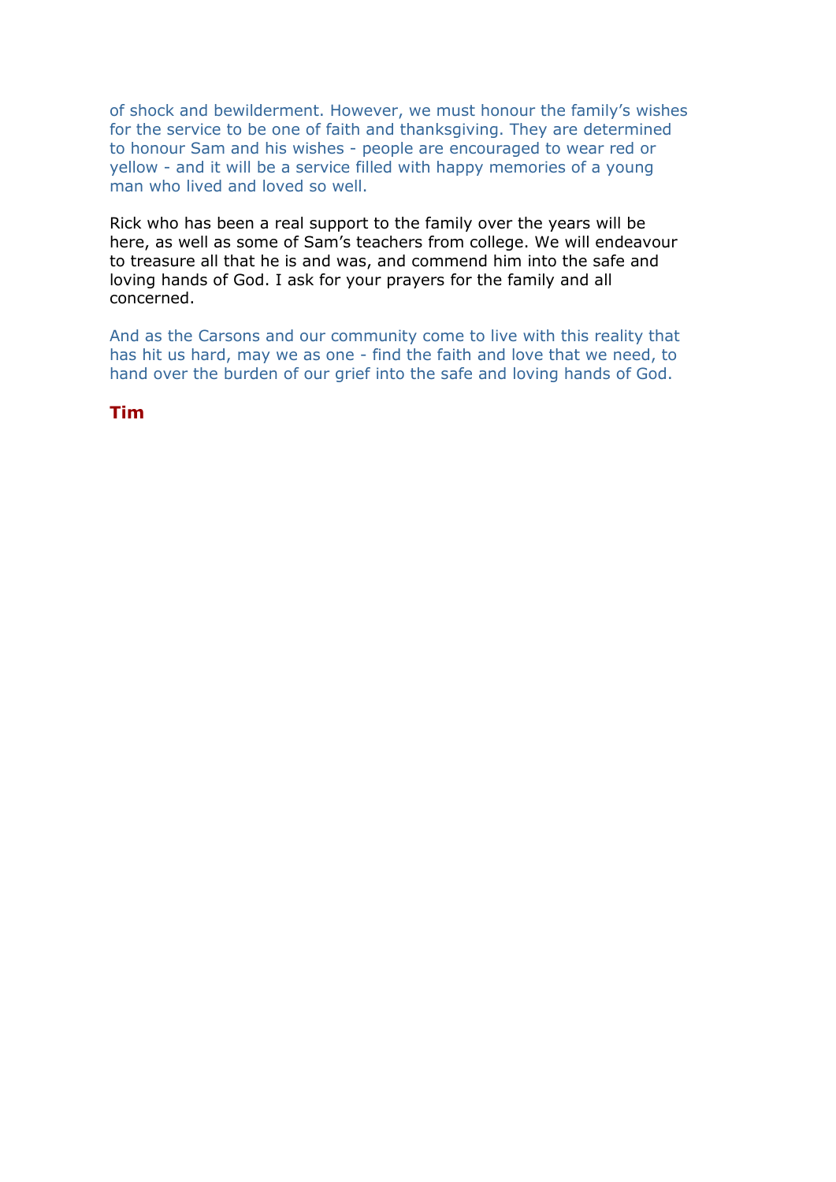of shock and bewilderment. However, we must honour the family's wishes for the service to be one of faith and thanksgiving. They are determined to honour Sam and his wishes - people are encouraged to wear red or yellow - and it will be a service filled with happy memories of a young man who lived and loved so well.

Rick who has been a real support to the family over the years will be here, as well as some of Sam's teachers from college. We will endeavour to treasure all that he is and was, and commend him into the safe and loving hands of God. I ask for your prayers for the family and all concerned.

And as the Carsons and our community come to live with this reality that has hit us hard, may we as one - find the faith and love that we need, to hand over the burden of our grief into the safe and loving hands of God.

**Tim**